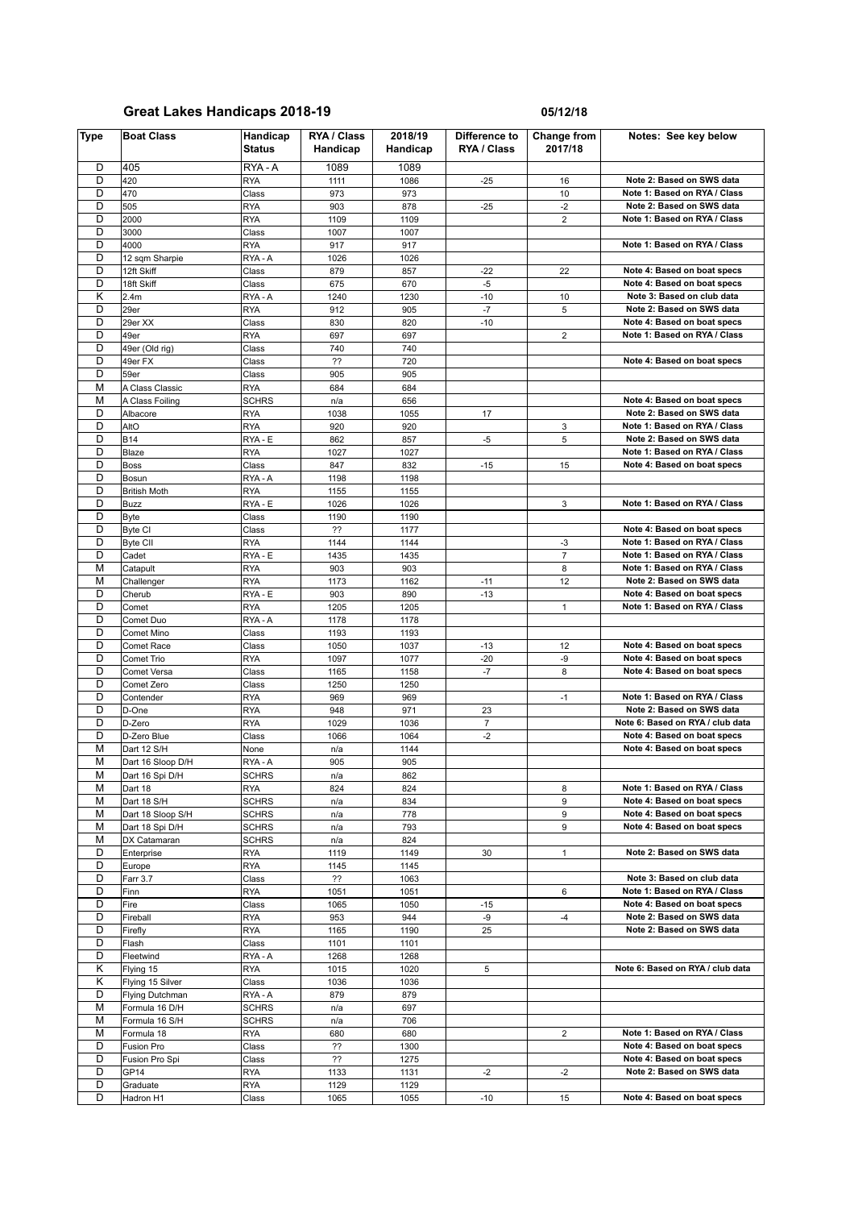# Great Lakes Handicaps 2018-19

05/12/18

| Type | Boat Class | Handicap Status | RYA / Class Handicap | 2018/19 Handicap | Difference to RYA / Class | Change from 2017/18 | Notes: See key below |
|---|---|---|---|---|---|---|---|
| D | 405 | RYA - A | 1089 | 1089 | | | |
| D | 420 | RYA | 1111 | 1086 | -25 | 16 | Note 2: Based on SWS data |
| D | 470 | Class | 973 | 973 | | 10 | Note 1: Based on RYA / Class |
| D | 505 | RYA | 903 | 878 | -25 | -2 | Note 2: Based on SWS data |
| D | 2000 | RYA | 1109 | 1109 | | 2 | Note 1: Based on RYA / Class |
| D | 3000 | Class | 1007 | 1007 | | | |
| D | 4000 | RYA | 917 | 917 | | | Note 1: Based on RYA / Class |
| D | 12 sqm Sharpie | RYA - A | 1026 | 1026 | | | |
| D | 12ft Skiff | Class | 879 | 857 | -22 | 22 | Note 4: Based on boat specs |
| D | 18ft Skiff | Class | 675 | 670 | -5 | | Note 4: Based on boat specs |
| K | 2.4m | RYA - A | 1240 | 1230 | -10 | 10 | Note 3: Based on club data |
| D | 29er | RYA | 912 | 905 | -7 | 5 | Note 2: Based on SWS data |
| D | 29er XX | Class | 830 | 820 | -10 | | Note 4: Based on boat specs |
| D | 49er | RYA | 697 | 697 | | 2 | Note 1: Based on RYA / Class |
| D | 49er (Old rig) | Class | 740 | 740 | | | |
| D | 49er FX | Class | ?? | 720 | | | Note 4: Based on boat specs |
| D | 59er | Class | 905 | 905 | | | |
| M | A Class Classic | RYA | 684 | 684 | | | |
| M | A Class Foiling | SCHRS | n/a | 656 | | | Note 4: Based on boat specs |
| D | Albacore | RYA | 1038 | 1055 | 17 | | Note 2: Based on SWS data |
| D | AltO | RYA | 920 | 920 | | 3 | Note 1: Based on RYA / Class |
| D | B14 | RYA - E | 862 | 857 | -5 | 5 | Note 2: Based on SWS data |
| D | Blaze | RYA | 1027 | 1027 | | | Note 1: Based on RYA / Class |
| D | Boss | Class | 847 | 832 | -15 | 15 | Note 4: Based on boat specs |
| D | Bosun | RYA - A | 1198 | 1198 | | | |
| D | British Moth | RYA | 1155 | 1155 | | | |
| D | Buzz | RYA - E | 1026 | 1026 | | 3 | Note 1: Based on RYA / Class |
| D | Byte | Class | 1190 | 1190 | | | |
| D | Byte CI | Class | ?? | 1177 | | | Note 4: Based on boat specs |
| D | Byte CII | RYA | 1144 | 1144 | | -3 | Note 1: Based on RYA / Class |
| D | Cadet | RYA - E | 1435 | 1435 | | 7 | Note 1: Based on RYA / Class |
| M | Catapult | RYA | 903 | 903 | | 8 | Note 1: Based on RYA / Class |
| M | Challenger | RYA | 1173 | 1162 | -11 | 12 | Note 2: Based on SWS data |
| D | Cherub | RYA - E | 903 | 890 | -13 | | Note 4: Based on boat specs |
| D | Comet | RYA | 1205 | 1205 | | 1 | Note 1: Based on RYA / Class |
| D | Comet Duo | RYA - A | 1178 | 1178 | | | |
| D | Comet Mino | Class | 1193 | 1193 | | | |
| D | Comet Race | Class | 1050 | 1037 | -13 | 12 | Note 4: Based on boat specs |
| D | Comet Trio | RYA | 1097 | 1077 | -20 | -9 | Note 4: Based on boat specs |
| D | Comet Versa | Class | 1165 | 1158 | -7 | 8 | Note 4: Based on boat specs |
| D | Comet Zero | Class | 1250 | 1250 | | | |
| D | Contender | RYA | 969 | 969 | | -1 | Note 1: Based on RYA / Class |
| D | D-One | RYA | 948 | 971 | 23 | | Note 2: Based on SWS data |
| D | D-Zero | RYA | 1029 | 1036 | 7 | | Note 6: Based on RYA / club data |
| D | D-Zero Blue | Class | 1066 | 1064 | -2 | | Note 4: Based on boat specs |
| M | Dart 12 S/H | None | n/a | 1144 | | | Note 4: Based on boat specs |
| M | Dart 16 Sloop D/H | RYA - A | 905 | 905 | | | |
| M | Dart 16 Spi D/H | SCHRS | n/a | 862 | | | |
| M | Dart 18 | RYA | 824 | 824 | | 8 | Note 1: Based on RYA / Class |
| M | Dart 18 S/H | SCHRS | n/a | 834 | | 9 | Note 4: Based on boat specs |
| M | Dart 18 Sloop S/H | SCHRS | n/a | 778 | | 9 | Note 4: Based on boat specs |
| M | Dart 18 Spi D/H | SCHRS | n/a | 793 | | 9 | Note 4: Based on boat specs |
| M | DX Catamaran | SCHRS | n/a | 824 | | | |
| D | Enterprise | RYA | 1119 | 1149 | 30 | 1 | Note 2: Based on SWS data |
| D | Europe | RYA | 1145 | 1145 | | | |
| D | Farr 3.7 | Class | ?? | 1063 | | | Note 3: Based on club data |
| D | Finn | RYA | 1051 | 1051 | | 6 | Note 1: Based on RYA / Class |
| D | Fire | Class | 1065 | 1050 | -15 | | Note 4: Based on boat specs |
| D | Fireball | RYA | 953 | 944 | -9 | -4 | Note 2: Based on SWS data |
| D | Firefly | RYA | 1165 | 1190 | 25 | | Note 2: Based on SWS data |
| D | Flash | Class | 1101 | 1101 | | | |
| D | Fleetwind | RYA - A | 1268 | 1268 | | | |
| K | Flying 15 | RYA | 1015 | 1020 | 5 | | Note 6: Based on RYA / club data |
| K | Flying 15 Silver | Class | 1036 | 1036 | | | |
| D | Flying Dutchman | RYA - A | 879 | 879 | | | |
| M | Formula 16 D/H | SCHRS | n/a | 697 | | | |
| M | Formula 16 S/H | SCHRS | n/a | 706 | | | |
| M | Formula 18 | RYA | 680 | 680 | | 2 | Note 1: Based on RYA / Class |
| D | Fusion Pro | Class | ?? | 1300 | | | Note 4: Based on boat specs |
| D | Fusion Pro Spi | Class | ?? | 1275 | | | Note 4: Based on boat specs |
| D | GP14 | RYA | 1133 | 1131 | -2 | -2 | Note 2: Based on SWS data |
| D | Graduate | RYA | 1129 | 1129 | | | |
| D | Hadron H1 | Class | 1065 | 1055 | -10 | 15 | Note 4: Based on boat specs |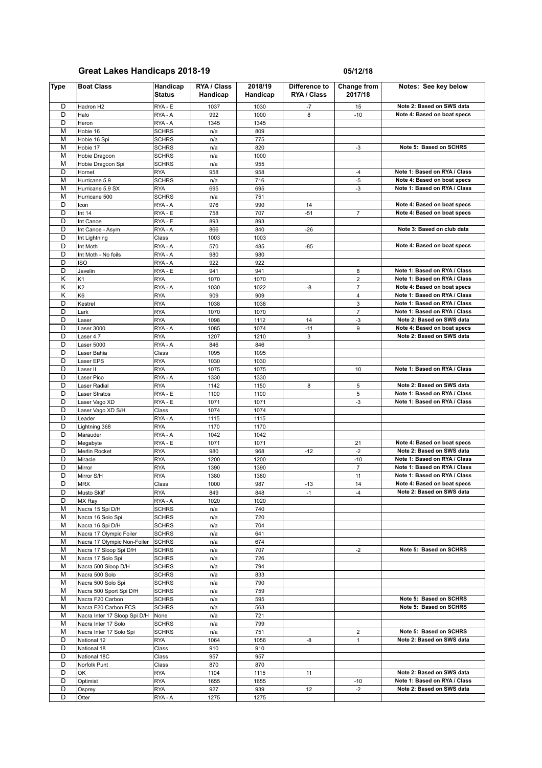**Great Lakes Handicaps 2018-19** 05/12/18

| Type | Boat Class | Handicap Status | RYA / Class Handicap | 2018/19 Handicap | Difference to RYA / Class | Change from 2017/18 | Notes: See key below |
|---|---|---|---|---|---|---|---|
| D | Hadron H2 | RYA - E | 1037 | 1030 | -7 | 15 | Note 2: Based on SWS data |
| D | Halo | RYA - A | 992 | 1000 | 8 | -10 | Note 4: Based on boat specs |
| D | Heron | RYA - A | 1345 | 1345 | | | |
| M | Hobie 16 | SCHRS | n/a | 809 | | | |
| M | Hobie 16 Spi | SCHRS | n/a | 775 | | | |
| M | Hobie 17 | SCHRS | n/a | 820 | | -3 | Note 5: Based on SCHRS |
| M | Hobie Dragoon | SCHRS | n/a | 1000 | | | |
| M | Hobie Dragoon Spi | SCHRS | n/a | 955 | | | |
| D | Hornet | RYA | 958 | 958 | | -4 | Note 1: Based on RYA / Class |
| M | Hurricane 5.9 | SCHRS | n/a | 716 | | -5 | Note 4: Based on boat specs |
| M | Hurricane 5.9 SX | RYA | 695 | 695 | | -3 | Note 1: Based on RYA / Class |
| M | Hurricane 500 | SCHRS | n/a | 751 | | | |
| D | Icon | RYA - A | 976 | 990 | 14 | | Note 4: Based on boat specs |
| D | Int 14 | RYA - E | 758 | 707 | -51 | 7 | Note 4: Based on boat specs |
| D | Int Canoe | RYA - E | 893 | 893 | | | |
| D | Int Canoe - Asym | RYA - A | 866 | 840 | -26 | | Note 3: Based on club data |
| D | Int Lightning | Class | 1003 | 1003 | | | |
| D | Int Moth | RYA - A | 570 | 485 | -85 | | Note 4: Based on boat specs |
| D | Int Moth - No foils | RYA - A | 980 | 980 | | | |
| D | ISO | RYA - A | 922 | 922 | | | |
| D | Javelin | RYA - E | 941 | 941 | | 8 | Note 1: Based on RYA / Class |
| K | K1 | RYA | 1070 | 1070 | | 2 | Note 1: Based on RYA / Class |
| K | K2 | RYA - A | 1030 | 1022 | -8 | 7 | Note 4: Based on boat specs |
| K | K6 | RYA | 909 | 909 | | 4 | Note 1: Based on RYA / Class |
| D | Kestrel | RYA | 1038 | 1038 | | 3 | Note 1: Based on RYA / Class |
| D | Lark | RYA | 1070 | 1070 | | 7 | Note 1: Based on RYA / Class |
| D | Laser | RYA | 1098 | 1112 | 14 | -3 | Note 2: Based on SWS data |
| D | Laser 3000 | RYA - A | 1085 | 1074 | -11 | 9 | Note 4: Based on boat specs |
| D | Laser 4.7 | RYA | 1207 | 1210 | 3 | | Note 2: Based on SWS data |
| D | Laser 5000 | RYA - A | 846 | 846 | | | |
| D | Laser Bahia | Class | 1095 | 1095 | | | |
| D | Laser EPS | RYA | 1030 | 1030 | | | |
| D | Laser II | RYA | 1075 | 1075 | | 10 | Note 1: Based on RYA / Class |
| D | Laser Pico | RYA - A | 1330 | 1330 | | | |
| D | Laser Radial | RYA | 1142 | 1150 | 8 | 5 | Note 2: Based on SWS data |
| D | Laser Stratos | RYA - E | 1100 | 1100 | | 5 | Note 1: Based on RYA / Class |
| D | Laser Vago XD | RYA - E | 1071 | 1071 | | -3 | Note 1: Based on RYA / Class |
| D | Laser Vago XD S/H | Class | 1074 | 1074 | | | |
| D | Leader | RYA - A | 1115 | 1115 | | | |
| D | Lightning 368 | RYA | 1170 | 1170 | | | |
| D | Marauder | RYA - A | 1042 | 1042 | | | |
| D | Megabyte | RYA - E | 1071 | 1071 | | 21 | Note 4: Based on boat specs |
| D | Merlin Rocket | RYA | 980 | 968 | -12 | -2 | Note 2: Based on SWS data |
| D | Miracle | RYA | 1200 | 1200 | | -10 | Note 1: Based on RYA / Class |
| D | Mirror | RYA | 1390 | 1390 | | 7 | Note 1: Based on RYA / Class |
| D | Mirror S/H | RYA | 1380 | 1380 | | 11 | Note 1: Based on RYA / Class |
| D | MRX | Class | 1000 | 987 | -13 | 14 | Note 4: Based on boat specs |
| D | Musto Skiff | RYA | 849 | 848 | -1 | -4 | Note 2: Based on SWS data |
| D | MX Ray | RYA - A | 1020 | 1020 | | | |
| M | Nacra 15 Spi D/H | SCHRS | n/a | 740 | | | |
| M | Nacra 16 Solo Spi | SCHRS | n/a | 720 | | | |
| M | Nacra 16 Spi D/H | SCHRS | n/a | 704 | | | |
| M | Nacra 17 Olympic Foiler | SCHRS | n/a | 641 | | | |
| M | Nacra 17 Olympic Non-Foiler | SCHRS | n/a | 674 | | | |
| M | Nacra 17 Sloop Spi D/H | SCHRS | n/a | 707 | | -2 | Note 5: Based on SCHRS |
| M | Nacra 17 Solo Spi | SCHRS | n/a | 726 | | | |
| M | Nacra 500 Sloop D/H | SCHRS | n/a | 794 | | | |
| M | Nacra 500 Solo | SCHRS | n/a | 833 | | | |
| M | Nacra 500 Solo Spi | SCHRS | n/a | 790 | | | |
| M | Nacra 500 Sport Spi D/H | SCHRS | n/a | 759 | | | |
| M | Nacra F20 Carbon | SCHRS | n/a | 595 | | | Note 5: Based on SCHRS |
| M | Nacra F20 Carbon FCS | SCHRS | n/a | 563 | | | Note 5: Based on SCHRS |
| M | Nacra Inter 17 Sloop Spi D/H | None | n/a | 721 | | | |
| M | Nacra Inter 17 Solo | SCHRS | n/a | 799 | | | |
| M | Nacra Inter 17 Solo Spi | SCHRS | n/a | 751 | | 2 | Note 5: Based on SCHRS |
| D | National 12 | RYA | 1064 | 1056 | -8 | 1 | Note 2: Based on SWS data |
| D | National 18 | Class | 910 | 910 | | | |
| D | National 18C | Class | 957 | 957 | | | |
| D | Norfolk Punt | Class | 870 | 870 | | | |
| D | OK | RYA | 1104 | 1115 | 11 | | Note 2: Based on SWS data |
| D | Optimist | RYA | 1655 | 1655 | | -10 | Note 1: Based on RYA / Class |
| D | Osprey | RYA | 927 | 939 | 12 | -2 | Note 2: Based on SWS data |
| D | Otter | RYA - A | 1275 | 1275 | | | |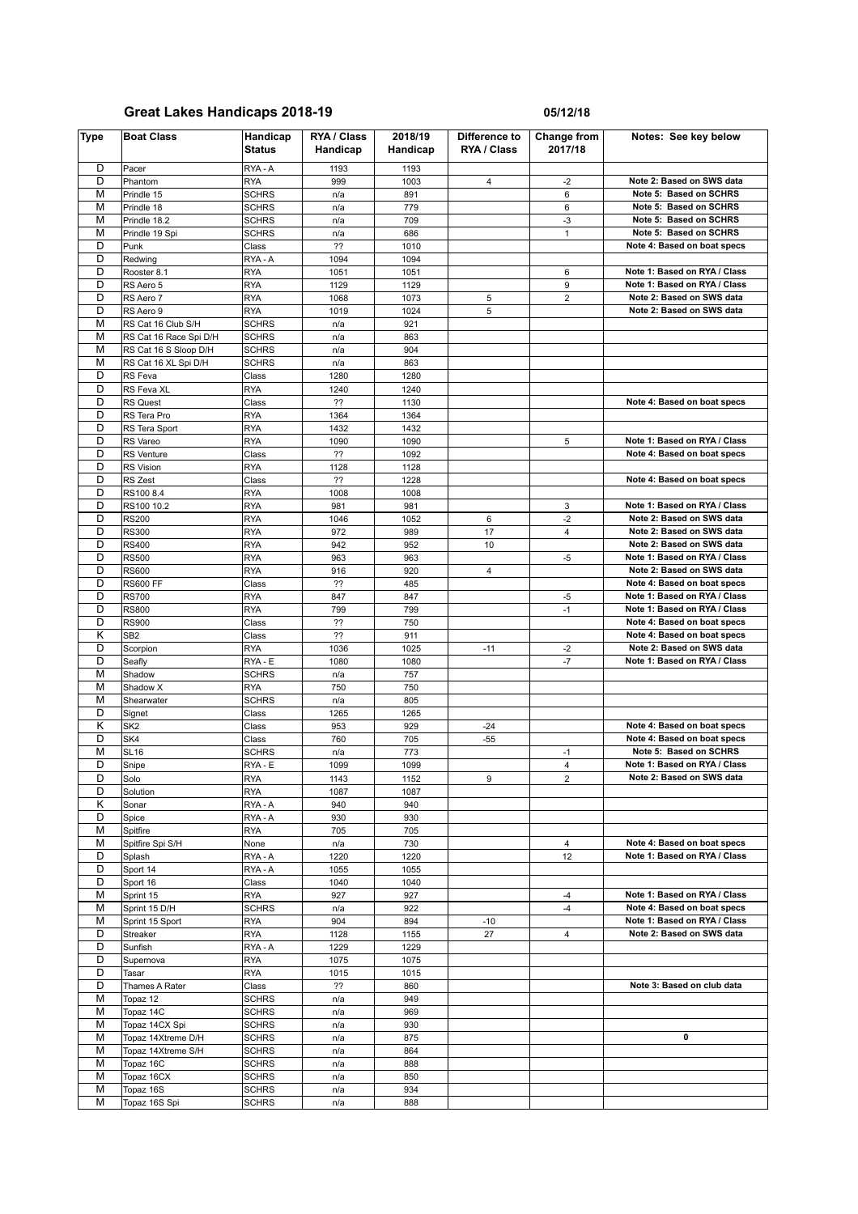# Great Lakes Handicaps 2018-19

05/12/18

| Type | Boat Class | Handicap Status | RYA / Class Handicap | 2018/19 Handicap | Difference to RYA / Class | Change from 2017/18 | Notes: See key below |
|---|---|---|---|---|---|---|---|
| D | Pacer | RYA - A | 1193 | 1193 | | | |
| D | Phantom | RYA | 999 | 1003 | 4 | -2 | Note 2: Based on SWS data |
| M | Prindle 15 | SCHRS | n/a | 891 | | 6 | Note 5: Based on SCHRS |
| M | Prindle 18 | SCHRS | n/a | 779 | | 6 | Note 5: Based on SCHRS |
| M | Prindle 18.2 | SCHRS | n/a | 709 | | -3 | Note 5: Based on SCHRS |
| M | Prindle 19 Spi | SCHRS | n/a | 686 | | 1 | Note 5: Based on SCHRS |
| D | Punk | Class | ?? | 1010 | | | Note 4: Based on boat specs |
| D | Redwing | RYA - A | 1094 | 1094 | | | |
| D | Rooster 8.1 | RYA | 1051 | 1051 | | 6 | Note 1: Based on RYA / Class |
| D | RS Aero 5 | RYA | 1129 | 1129 | | 9 | Note 1: Based on RYA / Class |
| D | RS Aero 7 | RYA | 1068 | 1073 | 5 | 2 | Note 2: Based on SWS data |
| D | RS Aero 9 | RYA | 1019 | 1024 | 5 | | Note 2: Based on SWS data |
| M | RS Cat 16 Club S/H | SCHRS | n/a | 921 | | | |
| M | RS Cat 16 Race Spi D/H | SCHRS | n/a | 863 | | | |
| M | RS Cat 16 S Sloop D/H | SCHRS | n/a | 904 | | | |
| M | RS Cat 16 XL Spi D/H | SCHRS | n/a | 863 | | | |
| D | RS Feva | Class | 1280 | 1280 | | | |
| D | RS Feva XL | RYA | 1240 | 1240 | | | |
| D | RS Quest | Class | ?? | 1130 | | | Note 4: Based on boat specs |
| D | RS Tera Pro | RYA | 1364 | 1364 | | | |
| D | RS Tera Sport | RYA | 1432 | 1432 | | | |
| D | RS Vareo | RYA | 1090 | 1090 | | 5 | Note 1: Based on RYA / Class |
| D | RS Venture | Class | ?? | 1092 | | | Note 4: Based on boat specs |
| D | RS Vision | RYA | 1128 | 1128 | | | |
| D | RS Zest | Class | ?? | 1228 | | | Note 4: Based on boat specs |
| D | RS100 8.4 | RYA | 1008 | 1008 | | | |
| D | RS100 10.2 | RYA | 981 | 981 | | 3 | Note 1: Based on RYA / Class |
| D | RS200 | RYA | 1046 | 1052 | 6 | -2 | Note 2: Based on SWS data |
| D | RS300 | RYA | 972 | 989 | 17 | 4 | Note 2: Based on SWS data |
| D | RS400 | RYA | 942 | 952 | 10 | | Note 2: Based on SWS data |
| D | RS500 | RYA | 963 | 963 | | -5 | Note 1: Based on RYA / Class |
| D | RS600 | RYA | 916 | 920 | 4 | | Note 2: Based on SWS data |
| D | RS600 FF | Class | ?? | 485 | | | Note 4: Based on boat specs |
| D | RS700 | RYA | 847 | 847 | | -5 | Note 1: Based on RYA / Class |
| D | RS800 | RYA | 799 | 799 | | -1 | Note 1: Based on RYA / Class |
| D | RS900 | Class | ?? | 750 | | | Note 4: Based on boat specs |
| K | SB2 | Class | ?? | 911 | | | Note 4: Based on boat specs |
| D | Scorpion | RYA | 1036 | 1025 | -11 | -2 | Note 2: Based on SWS data |
| D | Seafly | RYA - E | 1080 | 1080 | | -7 | Note 1: Based on RYA / Class |
| M | Shadow | SCHRS | n/a | 757 | | | |
| M | Shadow X | RYA | 750 | 750 | | | |
| M | Shearwater | SCHRS | n/a | 805 | | | |
| D | Signet | Class | 1265 | 1265 | | | |
| K | SK2 | Class | 953 | 929 | -24 | | Note 4: Based on boat specs |
| D | SK4 | Class | 760 | 705 | -55 | | Note 4: Based on boat specs |
| M | SL16 | SCHRS | n/a | 773 | | -1 | Note 5: Based on SCHRS |
| D | Snipe | RYA - E | 1099 | 1099 | | 4 | Note 1: Based on RYA / Class |
| D | Solo | RYA | 1143 | 1152 | 9 | 2 | Note 2: Based on SWS data |
| D | Solution | RYA | 1087 | 1087 | | | |
| K | Sonar | RYA - A | 940 | 940 | | | |
| D | Spice | RYA - A | 930 | 930 | | | |
| M | Spitfire | RYA | 705 | 705 | | | |
| M | Spitfire Spi S/H | None | n/a | 730 | | 4 | Note 4: Based on boat specs |
| D | Splash | RYA - A | 1220 | 1220 | | 12 | Note 1: Based on RYA / Class |
| D | Sport 14 | RYA - A | 1055 | 1055 | | | |
| D | Sport 16 | Class | 1040 | 1040 | | | |
| M | Sprint 15 | RYA | 927 | 927 | | -4 | Note 1: Based on RYA / Class |
| M | Sprint 15 D/H | SCHRS | n/a | 922 | | -4 | Note 4: Based on boat specs |
| M | Sprint 15 Sport | RYA | 904 | 894 | -10 | | Note 1: Based on RYA / Class |
| D | Streaker | RYA | 1128 | 1155 | 27 | 4 | Note 2: Based on SWS data |
| D | Sunfish | RYA - A | 1229 | 1229 | | | |
| D | Supernova | RYA | 1075 | 1075 | | | |
| D | Tasar | RYA | 1015 | 1015 | | | |
| D | Thames A Rater | Class | ?? | 860 | | | Note 3: Based on club data |
| M | Topaz 12 | SCHRS | n/a | 949 | | | |
| M | Topaz 14C | SCHRS | n/a | 969 | | | |
| M | Topaz 14CX Spi | SCHRS | n/a | 930 | | | |
| M | Topaz 14Xtreme D/H | SCHRS | n/a | 875 | | | 0 |
| M | Topaz 14Xtreme S/H | SCHRS | n/a | 864 | | | |
| M | Topaz 16C | SCHRS | n/a | 888 | | | |
| M | Topaz 16CX | SCHRS | n/a | 850 | | | |
| M | Topaz 16S | SCHRS | n/a | 934 | | | |
| M | Topaz 16S Spi | SCHRS | n/a | 888 | | | |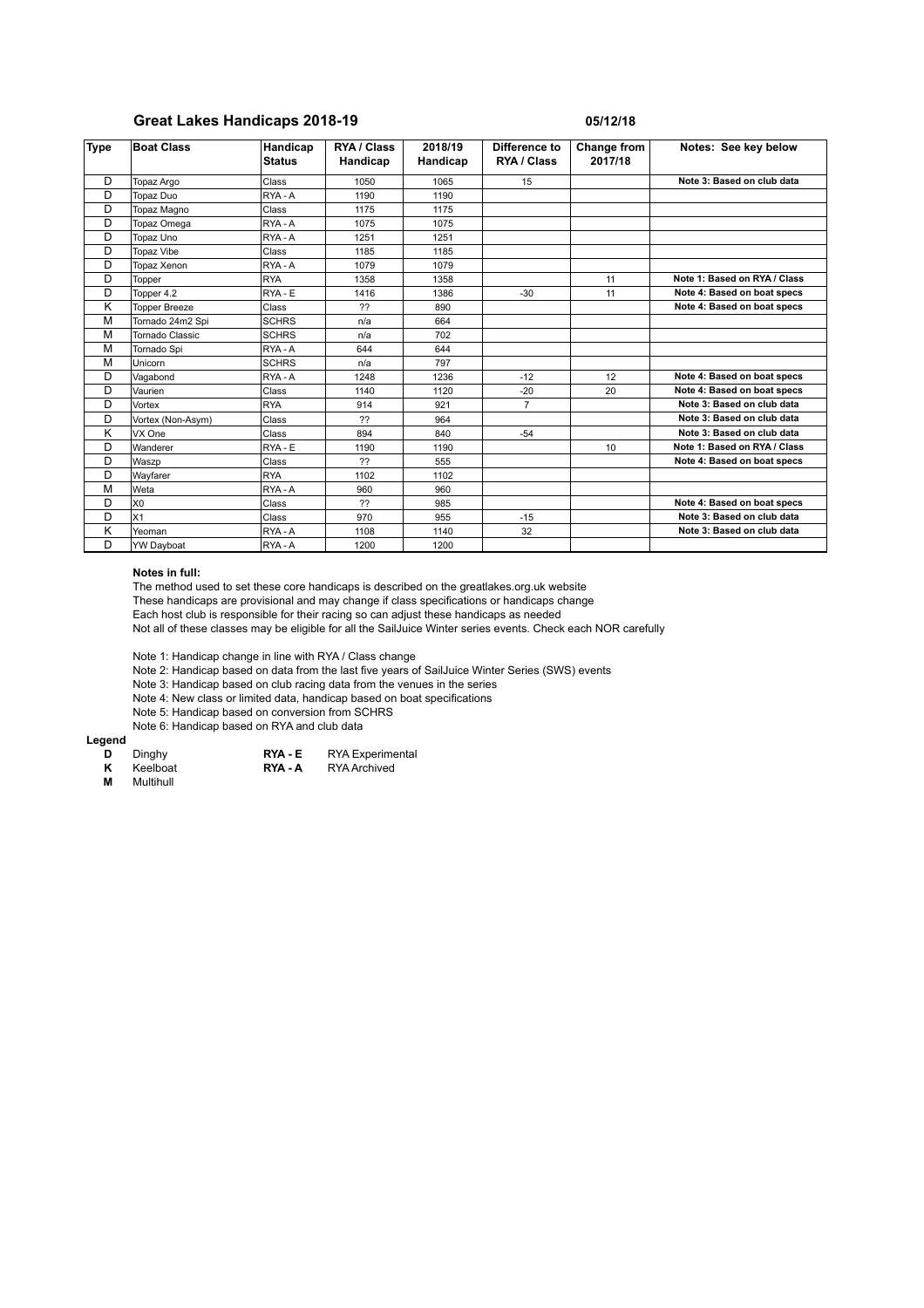## Great Lakes Handicaps 2018-19

**05/12/18**

| Type | Boat Class | Handicap Status | RYA / Class Handicap | 2018/19 Handicap | Difference to RYA / Class | Change from 2017/18 | Notes: See key below |
|---|---|---|---|---|---|---|---|
| D | Topaz Argo | Class | 1050 | 1065 | 15 | | **Note 3: Based on club data** |
| D | Topaz Duo | RYA - A | 1190 | 1190 | | | |
| D | Topaz Magno | Class | 1175 | 1175 | | | |
| D | Topaz Omega | RYA - A | 1075 | 1075 | | | |
| D | Topaz Uno | RYA - A | 1251 | 1251 | | | |
| D | Topaz Vibe | Class | 1185 | 1185 | | | |
| D | Topaz Xenon | RYA - A | 1079 | 1079 | | | |
| D | Topper | RYA | 1358 | 1358 | | 11 | **Note 1: Based on RYA / Class** |
| D | Topper 4.2 | RYA - E | 1416 | 1386 | -30 | 11 | **Note 4: Based on boat specs** |
| K | Topper Breeze | Class | ?? | 890 | | | **Note 4: Based on boat specs** |
| M | Tornado 24m2 Spi | SCHRS | n/a | 664 | | | |
| M | Tornado Classic | SCHRS | n/a | 702 | | | |
| M | Tornado Spi | RYA - A | 644 | 644 | | | |
| M | Unicorn | SCHRS | n/a | 797 | | | |
| D | Vagabond | RYA - A | 1248 | 1236 | -12 | 12 | **Note 4: Based on boat specs** |
| D | Vaurien | Class | 1140 | 1120 | -20 | 20 | **Note 4: Based on boat specs** |
| D | Vortex | RYA | 914 | 921 | 7 | | **Note 3: Based on club data** |
| D | Vortex (Non-Asym) | Class | ?? | 964 | | | **Note 3: Based on club data** |
| K | VX One | Class | 894 | 840 | -54 | | **Note 3: Based on club data** |
| D | Wanderer | RYA - E | 1190 | 1190 | | 10 | **Note 1: Based on RYA / Class** |
| D | Waszp | Class | ?? | 555 | | | **Note 4: Based on boat specs** |
| D | Wayfarer | RYA | 1102 | 1102 | | | |
| M | Weta | RYA - A | 960 | 960 | | | |
| D | X0 | Class | ?? | 985 | | | **Note 4: Based on boat specs** |
| D | X1 | Class | 970 | 955 | -15 | | **Note 3: Based on club data** |
| K | Yeoman | RYA - A | 1108 | 1140 | 32 | | **Note 3: Based on club data** |
| D | YW Dayboat | RYA - A | 1200 | 1200 | | | |

**Notes in full:**

The method used to set these core handicaps is described on the greatlakes.org.uk website
These handicaps are provisional and may change if class specifications or handicaps change
Each host club is responsible for their racing so can adjust these handicaps as needed
Not all of these classes may be eligible for all the SailJuice Winter series events. Check each NOR carefully

Note 1: Handicap change in line with RYA / Class change
Note 2: Handicap based on data from the last five years of SailJuice Winter Series (SWS) events
Note 3: Handicap based on club racing data from the venues in the series
Note 4: New class or limited data, handicap based on boat specifications
Note 5: Handicap based on conversion from SCHRS
Note 6: Handicap based on RYA and club data

**Legend**

| | | | |
|---|---|---|---|
| **D** | Dinghy | **RYA - E** | RYA Experimental |
| **K** | Keelboat | **RYA - A** | RYA Archived |
| **M** | Multihull | | |